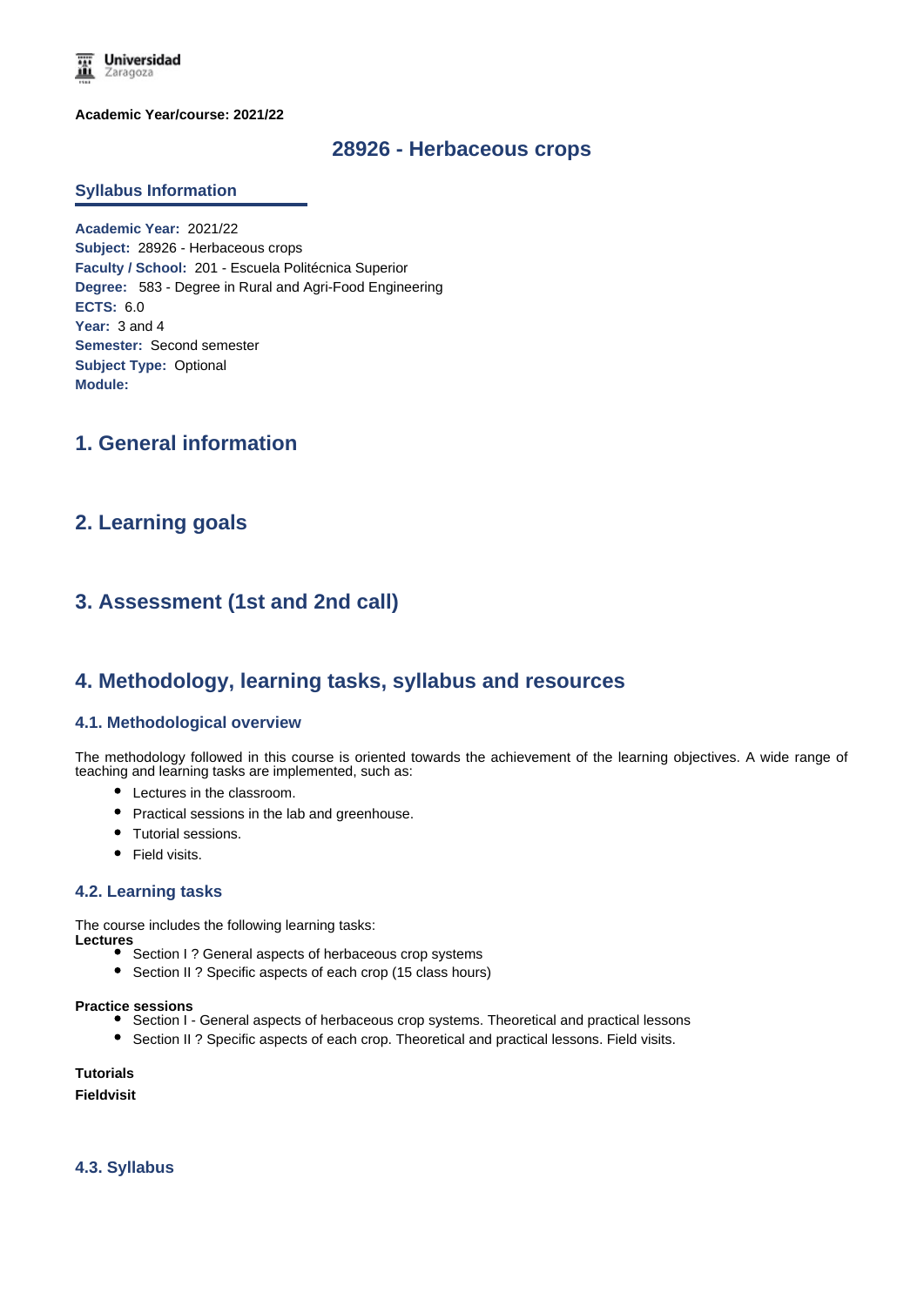Universidad Zaragoza

**Academic Year/course: 2021/22**

# 28926 - Herbaceous crops

## Syllabus Information

**Academic Year:** 2021/22
**Subject:** 28926 - Herbaceous crops
**Faculty / School:** 201 - Escuela Politécnica Superior
**Degree:** 583 - Degree in Rural and Agri-Food Engineering
**ECTS:** 6.0
**Year:** 3 and 4
**Semester:** Second semester
**Subject Type:** Optional
**Module:**

## 1. General information

## 2. Learning goals

## 3. Assessment (1st and 2nd call)

## 4. Methodology, learning tasks, syllabus and resources

### 4.1. Methodological overview

The methodology followed in this course is oriented towards the achievement of the learning objectives. A wide range of teaching and learning tasks are implemented, such as:

- Lectures in the classroom.
- Practical sessions in the lab and greenhouse.
- Tutorial sessions.
- Field visits.

### 4.2. Learning tasks

The course includes the following learning tasks:

**Lectures**

- Section I ? General aspects of herbaceous crop systems
- Section II ? Specific aspects of each crop (15 class hours)

**Practice sessions**

- Section I - General aspects of herbaceous crop systems. Theoretical and practical lessons
- Section II ? Specific aspects of each crop. Theoretical and practical lessons. Field visits.

**Tutorials**

**Fieldvisit**

### 4.3. Syllabus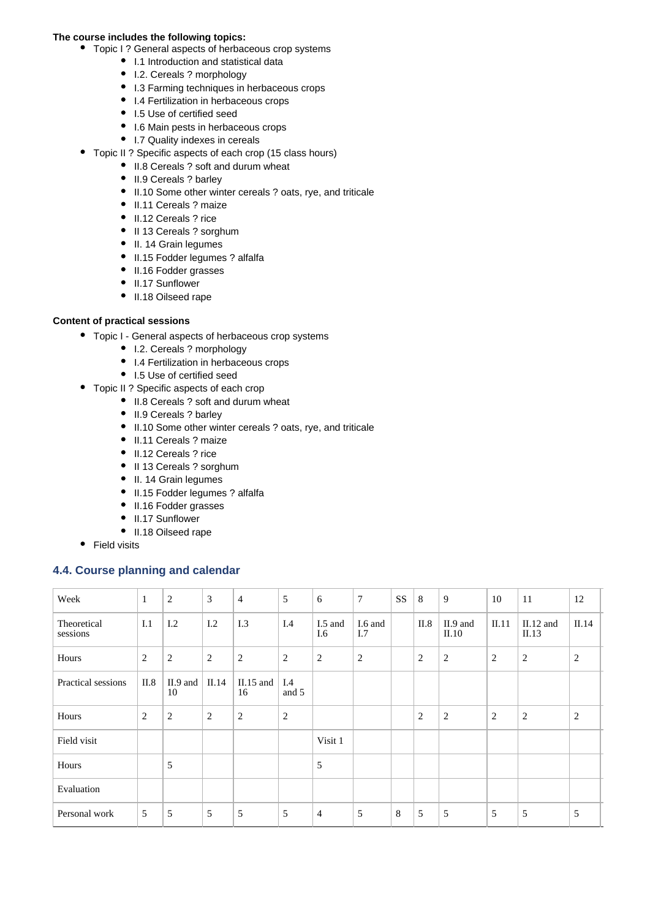**The course includes the following topics:**

- Topic I ? General aspects of herbaceous crop systems
  - I.1 Introduction and statistical data
  - I.2. Cereals ? morphology
  - I.3 Farming techniques in herbaceous crops
  - I.4 Fertilization in herbaceous crops
  - I.5 Use of certified seed
  - I.6 Main pests in herbaceous crops
  - I.7 Quality indexes in cereals
- Topic II ? Specific aspects of each crop (15 class hours)
  - II.8 Cereals ? soft and durum wheat
  - II.9 Cereals ? barley
  - II.10 Some other winter cereals ? oats, rye, and triticale
  - II.11 Cereals ? maize
  - II.12 Cereals ? rice
  - II 13 Cereals ? sorghum
  - II. 14 Grain legumes
  - II.15 Fodder legumes ? alfalfa
  - II.16 Fodder grasses
  - II.17 Sunflower
  - II.18 Oilseed rape

**Content of practical sessions**

- Topic I - General aspects of herbaceous crop systems
  - I.2. Cereals ? morphology
  - I.4 Fertilization in herbaceous crops
  - I.5 Use of certified seed
- Topic II ? Specific aspects of each crop
  - II.8 Cereals ? soft and durum wheat
  - II.9 Cereals ? barley
  - II.10 Some other winter cereals ? oats, rye, and triticale
  - II.11 Cereals ? maize
  - II.12 Cereals ? rice
  - II 13 Cereals ? sorghum
  - II. 14 Grain legumes
  - II.15 Fodder legumes ? alfalfa
  - II.16 Fodder grasses
  - II.17 Sunflower
  - II.18 Oilseed rape
- Field visits

## 4.4. Course planning and calendar

| Week | 1 | 2 | 3 | 4 | 5 | 6 | 7 | SS | 8 | 9 | 10 | 11 | 12 |
|---|---|---|---|---|---|---|---|---|---|---|---|---|---|
| Theoretical sessions | I.1 | I.2 | I.2 | I.3 | I.4 | I.5 and I.6 | I.6 and I.7 | | II.8 | II.9 and II.10 | II.11 | II.12 and II.13 | II.14 |
| Hours | 2 | 2 | 2 | 2 | 2 | 2 | 2 | | 2 | 2 | 2 | 2 | 2 |
| Practical sessions | II.8 | II.9 and 10 | II.14 | II.15 and 16 | I.4 and 5 | | | | | | | | |
| Hours | 2 | 2 | 2 | 2 | 2 | | | | 2 | 2 | 2 | 2 | 2 |
| Field visit | | | | | | Visit 1 | | | | | | | |
| Hours | | 5 | | | | 5 | | | | | | | |
| Evaluation | | | | | | | | | | | | | |
| Personal work | 5 | 5 | 5 | 5 | 5 | 4 | 5 | 8 | 5 | 5 | 5 | 5 | 5 |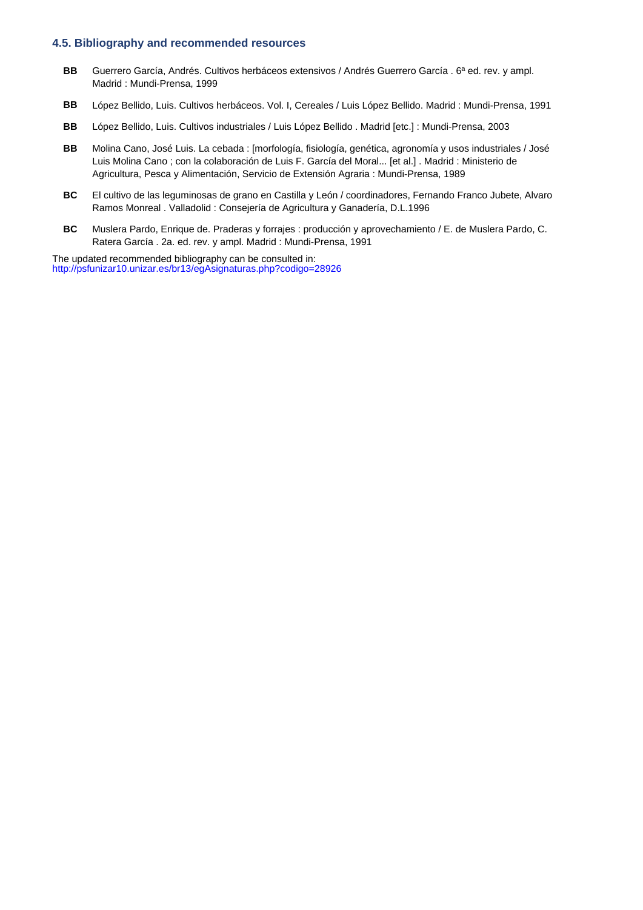### 4.5. Bibliography and recommended resources

**BB** Guerrero García, Andrés. Cultivos herbáceos extensivos / Andrés Guerrero García . 6ª ed. rev. y ampl. Madrid : Mundi-Prensa, 1999

**BB** López Bellido, Luis. Cultivos herbáceos. Vol. I, Cereales / Luis López Bellido. Madrid : Mundi-Prensa, 1991

**BB** López Bellido, Luis. Cultivos industriales / Luis López Bellido . Madrid [etc.] : Mundi-Prensa, 2003

**BB** Molina Cano, José Luis. La cebada : [morfología, fisiología, genética, agronomía y usos industriales / José Luis Molina Cano ; con la colaboración de Luis F. García del Moral... [et al.] . Madrid : Ministerio de Agricultura, Pesca y Alimentación, Servicio de Extensión Agraria : Mundi-Prensa, 1989

**BC** El cultivo de las leguminosas de grano en Castilla y León / coordinadores, Fernando Franco Jubete, Alvaro Ramos Monreal . Valladolid : Consejería de Agricultura y Ganadería, D.L.1996

**BC** Muslera Pardo, Enrique de. Praderas y forrajes : producción y aprovechamiento / E. de Muslera Pardo, C. Ratera García . 2a. ed. rev. y ampl. Madrid : Mundi-Prensa, 1991

The updated recommended bibliography can be consulted in:
http://psfunizar10.unizar.es/br13/egAsignaturas.php?codigo=28926